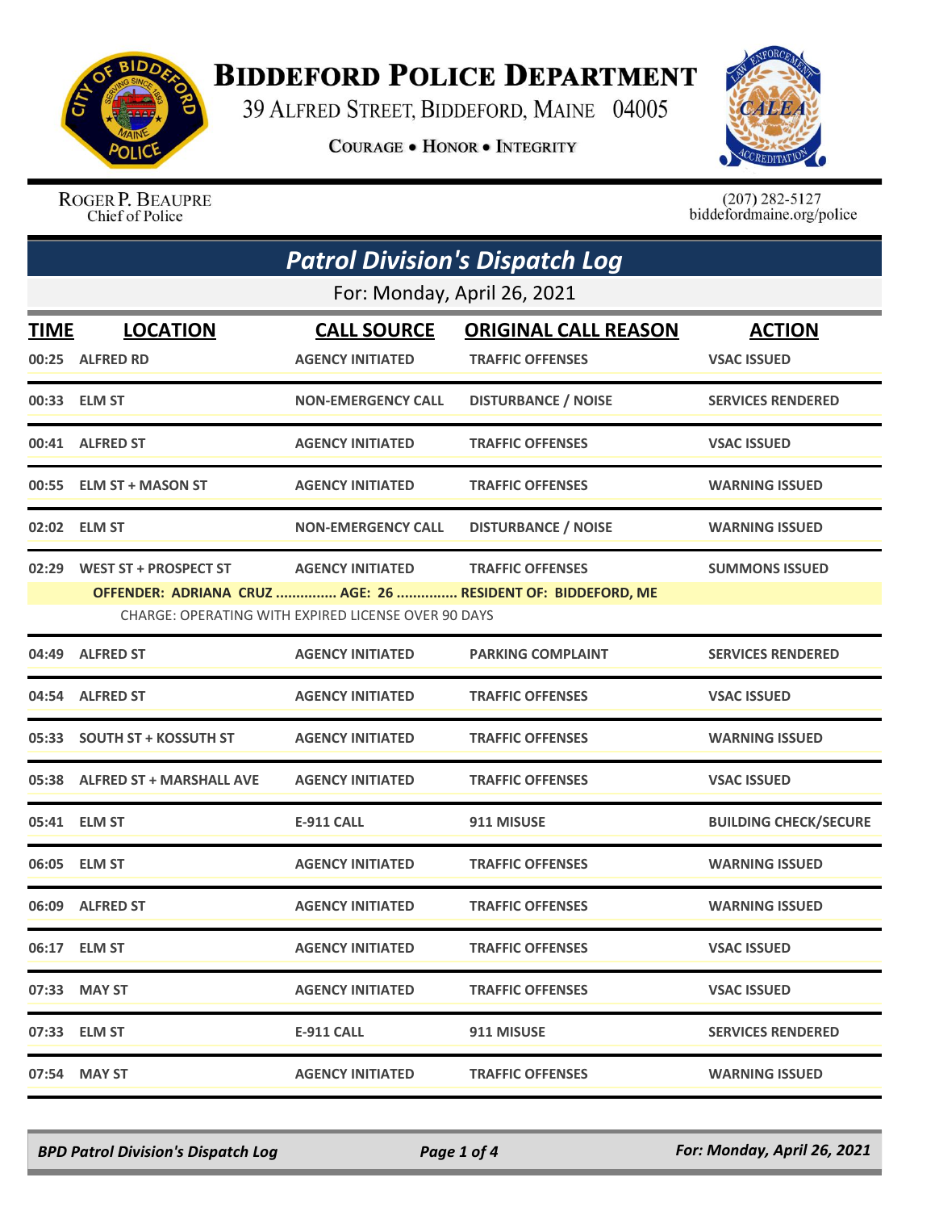# BIDDEFORD POLICE DEPARTMENT

39 ALFRED STREET, BIDDEFORD, MAINE 04005

**COURAGE • HONOR • INTEGRITY**

ROGER P. BEAUPRE
Chief of Police

(207) 282-5127
biddefordmaine.org/police

## *Patrol Division's Dispatch Log*

For: Monday, April 26, 2021

| TIME | LOCATION | CALL SOURCE | ORIGINAL CALL REASON | ACTION |
|---|---|---|---|---|
| 00:25 | ALFRED RD | AGENCY INITIATED | TRAFFIC OFFENSES | VSAC ISSUED |
| 00:33 | ELM ST | NON-EMERGENCY CALL | DISTURBANCE / NOISE | SERVICES RENDERED |
| 00:41 | ALFRED ST | AGENCY INITIATED | TRAFFIC OFFENSES | VSAC ISSUED |
| 00:55 | ELM ST + MASON ST | AGENCY INITIATED | TRAFFIC OFFENSES | WARNING ISSUED |
| 02:02 | ELM ST | NON-EMERGENCY CALL | DISTURBANCE / NOISE | WARNING ISSUED |
| 02:29 | WEST ST + PROSPECT ST | AGENCY INITIATED | TRAFFIC OFFENSES | SUMMONS ISSUED |
| | OFFENDER: ADRIANA CRUZ ............... AGE: 26 ............... RESIDENT OF: BIDDEFORD, ME<br>CHARGE: OPERATING WITH EXPIRED LICENSE OVER 90 DAYS | | | |
| 04:49 | ALFRED ST | AGENCY INITIATED | PARKING COMPLAINT | SERVICES RENDERED |
| 04:54 | ALFRED ST | AGENCY INITIATED | TRAFFIC OFFENSES | VSAC ISSUED |
| 05:33 | SOUTH ST + KOSSUTH ST | AGENCY INITIATED | TRAFFIC OFFENSES | WARNING ISSUED |
| 05:38 | ALFRED ST + MARSHALL AVE | AGENCY INITIATED | TRAFFIC OFFENSES | VSAC ISSUED |
| 05:41 | ELM ST | E-911 CALL | 911 MISUSE | BUILDING CHECK/SECURE |
| 06:05 | ELM ST | AGENCY INITIATED | TRAFFIC OFFENSES | WARNING ISSUED |
| 06:09 | ALFRED ST | AGENCY INITIATED | TRAFFIC OFFENSES | WARNING ISSUED |
| 06:17 | ELM ST | AGENCY INITIATED | TRAFFIC OFFENSES | VSAC ISSUED |
| 07:33 | MAY ST | AGENCY INITIATED | TRAFFIC OFFENSES | VSAC ISSUED |
| 07:33 | ELM ST | E-911 CALL | 911 MISUSE | SERVICES RENDERED |
| 07:54 | MAY ST | AGENCY INITIATED | TRAFFIC OFFENSES | WARNING ISSUED |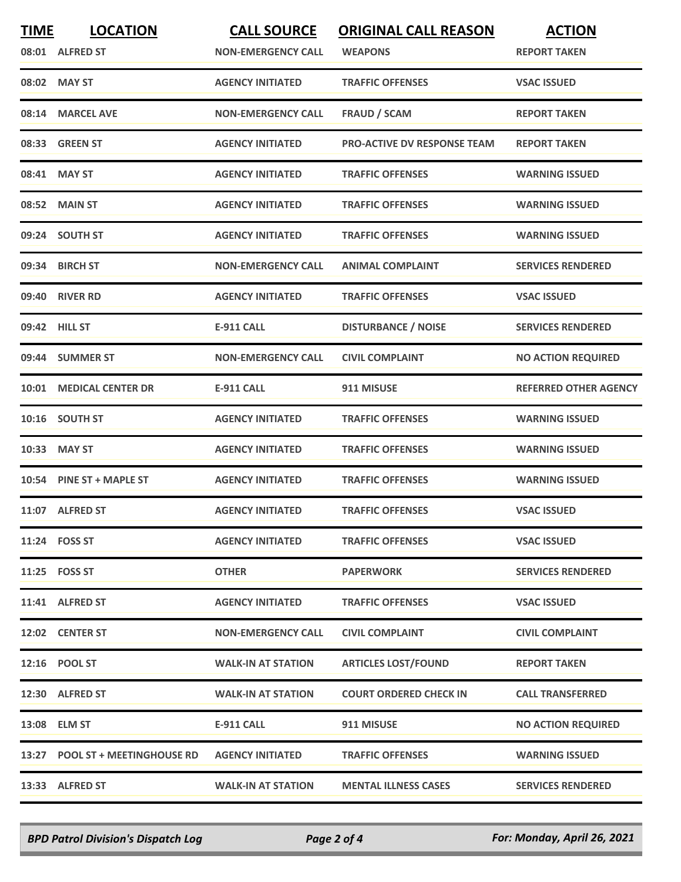| TIME | LOCATION | CALL SOURCE | ORIGINAL CALL REASON | ACTION |
| --- | --- | --- | --- | --- |
| 08:01 | ALFRED ST | NON-EMERGENCY CALL | WEAPONS | REPORT TAKEN |
| 08:02 | MAY ST | AGENCY INITIATED | TRAFFIC OFFENSES | VSAC ISSUED |
| 08:14 | MARCEL AVE | NON-EMERGENCY CALL | FRAUD / SCAM | REPORT TAKEN |
| 08:33 | GREEN ST | AGENCY INITIATED | PRO-ACTIVE DV RESPONSE TEAM | REPORT TAKEN |
| 08:41 | MAY ST | AGENCY INITIATED | TRAFFIC OFFENSES | WARNING ISSUED |
| 08:52 | MAIN ST | AGENCY INITIATED | TRAFFIC OFFENSES | WARNING ISSUED |
| 09:24 | SOUTH ST | AGENCY INITIATED | TRAFFIC OFFENSES | WARNING ISSUED |
| 09:34 | BIRCH ST | NON-EMERGENCY CALL | ANIMAL COMPLAINT | SERVICES RENDERED |
| 09:40 | RIVER RD | AGENCY INITIATED | TRAFFIC OFFENSES | VSAC ISSUED |
| 09:42 | HILL ST | E-911 CALL | DISTURBANCE / NOISE | SERVICES RENDERED |
| 09:44 | SUMMER ST | NON-EMERGENCY CALL | CIVIL COMPLAINT | NO ACTION REQUIRED |
| 10:01 | MEDICAL CENTER DR | E-911 CALL | 911 MISUSE | REFERRED OTHER AGENCY |
| 10:16 | SOUTH ST | AGENCY INITIATED | TRAFFIC OFFENSES | WARNING ISSUED |
| 10:33 | MAY ST | AGENCY INITIATED | TRAFFIC OFFENSES | WARNING ISSUED |
| 10:54 | PINE ST + MAPLE ST | AGENCY INITIATED | TRAFFIC OFFENSES | WARNING ISSUED |
| 11:07 | ALFRED ST | AGENCY INITIATED | TRAFFIC OFFENSES | VSAC ISSUED |
| 11:24 | FOSS ST | AGENCY INITIATED | TRAFFIC OFFENSES | VSAC ISSUED |
| 11:25 | FOSS ST | OTHER | PAPERWORK | SERVICES RENDERED |
| 11:41 | ALFRED ST | AGENCY INITIATED | TRAFFIC OFFENSES | VSAC ISSUED |
| 12:02 | CENTER ST | NON-EMERGENCY CALL | CIVIL COMPLAINT | CIVIL COMPLAINT |
| 12:16 | POOL ST | WALK-IN AT STATION | ARTICLES LOST/FOUND | REPORT TAKEN |
| 12:30 | ALFRED ST | WALK-IN AT STATION | COURT ORDERED CHECK IN | CALL TRANSFERRED |
| 13:08 | ELM ST | E-911 CALL | 911 MISUSE | NO ACTION REQUIRED |
| 13:27 | POOL ST + MEETINGHOUSE RD | AGENCY INITIATED | TRAFFIC OFFENSES | WARNING ISSUED |
| 13:33 | ALFRED ST | WALK-IN AT STATION | MENTAL ILLNESS CASES | SERVICES RENDERED |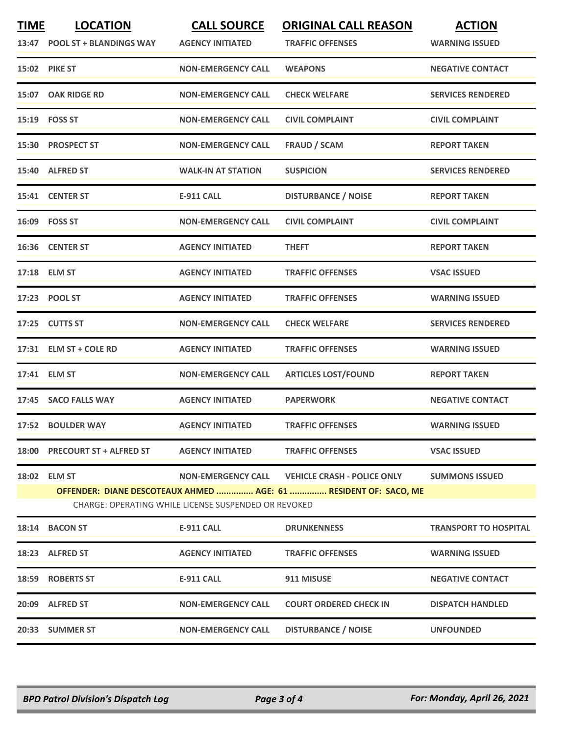| TIME | LOCATION | CALL SOURCE | ORIGINAL CALL REASON | ACTION |
|---|---|---|---|---|
| 13:47 | POOL ST + BLANDINGS WAY | AGENCY INITIATED | TRAFFIC OFFENSES | WARNING ISSUED |
| 15:02 | PIKE ST | NON-EMERGENCY CALL | WEAPONS | NEGATIVE CONTACT |
| 15:07 | OAK RIDGE RD | NON-EMERGENCY CALL | CHECK WELFARE | SERVICES RENDERED |
| 15:19 | FOSS ST | NON-EMERGENCY CALL | CIVIL COMPLAINT | CIVIL COMPLAINT |
| 15:30 | PROSPECT ST | NON-EMERGENCY CALL | FRAUD / SCAM | REPORT TAKEN |
| 15:40 | ALFRED ST | WALK-IN AT STATION | SUSPICION | SERVICES RENDERED |
| 15:41 | CENTER ST | E-911 CALL | DISTURBANCE / NOISE | REPORT TAKEN |
| 16:09 | FOSS ST | NON-EMERGENCY CALL | CIVIL COMPLAINT | CIVIL COMPLAINT |
| 16:36 | CENTER ST | AGENCY INITIATED | THEFT | REPORT TAKEN |
| 17:18 | ELM ST | AGENCY INITIATED | TRAFFIC OFFENSES | VSAC ISSUED |
| 17:23 | POOL ST | AGENCY INITIATED | TRAFFIC OFFENSES | WARNING ISSUED |
| 17:25 | CUTTS ST | NON-EMERGENCY CALL | CHECK WELFARE | SERVICES RENDERED |
| 17:31 | ELM ST + COLE RD | AGENCY INITIATED | TRAFFIC OFFENSES | WARNING ISSUED |
| 17:41 | ELM ST | NON-EMERGENCY CALL | ARTICLES LOST/FOUND | REPORT TAKEN |
| 17:45 | SACO FALLS WAY | AGENCY INITIATED | PAPERWORK | NEGATIVE CONTACT |
| 17:52 | BOULDER WAY | AGENCY INITIATED | TRAFFIC OFFENSES | WARNING ISSUED |
| 18:00 | PRECOURT ST + ALFRED ST | AGENCY INITIATED | TRAFFIC OFFENSES | VSAC ISSUED |
| 18:02 | ELM ST | NON-EMERGENCY CALL | VEHICLE CRASH - POLICE ONLY | SUMMONS ISSUED |
| | OFFENDER: DIANE DESCOTEAUX AHMED ............... AGE: 61 ............... RESIDENT OF: SACO, ME | | | |
| | CHARGE: OPERATING WHILE LICENSE SUSPENDED OR REVOKED | | | |
| 18:14 | BACON ST | E-911 CALL | DRUNKENNESS | TRANSPORT TO HOSPITAL |
| 18:23 | ALFRED ST | AGENCY INITIATED | TRAFFIC OFFENSES | WARNING ISSUED |
| 18:59 | ROBERTS ST | E-911 CALL | 911 MISUSE | NEGATIVE CONTACT |
| 20:09 | ALFRED ST | NON-EMERGENCY CALL | COURT ORDERED CHECK IN | DISPATCH HANDLED |
| 20:33 | SUMMER ST | NON-EMERGENCY CALL | DISTURBANCE / NOISE | UNFOUNDED |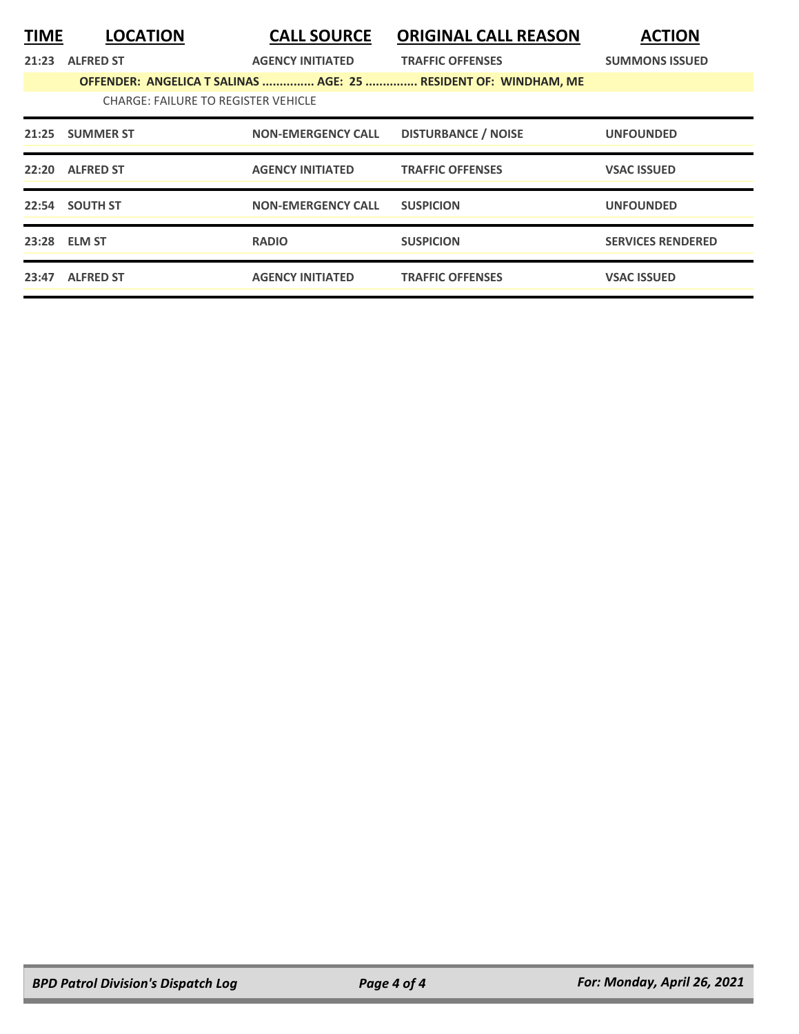| TIME | LOCATION | CALL SOURCE | ORIGINAL CALL REASON | ACTION |
|---|---|---|---|---|
| 21:23 | ALFRED ST | AGENCY INITIATED | TRAFFIC OFFENSES | SUMMONS ISSUED |
| | OFFENDER: ANGELICA T SALINAS ............... AGE: 25 ............... RESIDENT OF: WINDHAM, ME | | | |
| | CHARGE: FAILURE TO REGISTER VEHICLE | | | |
| 21:25 | SUMMER ST | NON-EMERGENCY CALL | DISTURBANCE / NOISE | UNFOUNDED |
| 22:20 | ALFRED ST | AGENCY INITIATED | TRAFFIC OFFENSES | VSAC ISSUED |
| 22:54 | SOUTH ST | NON-EMERGENCY CALL | SUSPICION | UNFOUNDED |
| 23:28 | ELM ST | RADIO | SUSPICION | SERVICES RENDERED |
| 23:47 | ALFRED ST | AGENCY INITIATED | TRAFFIC OFFENSES | VSAC ISSUED |